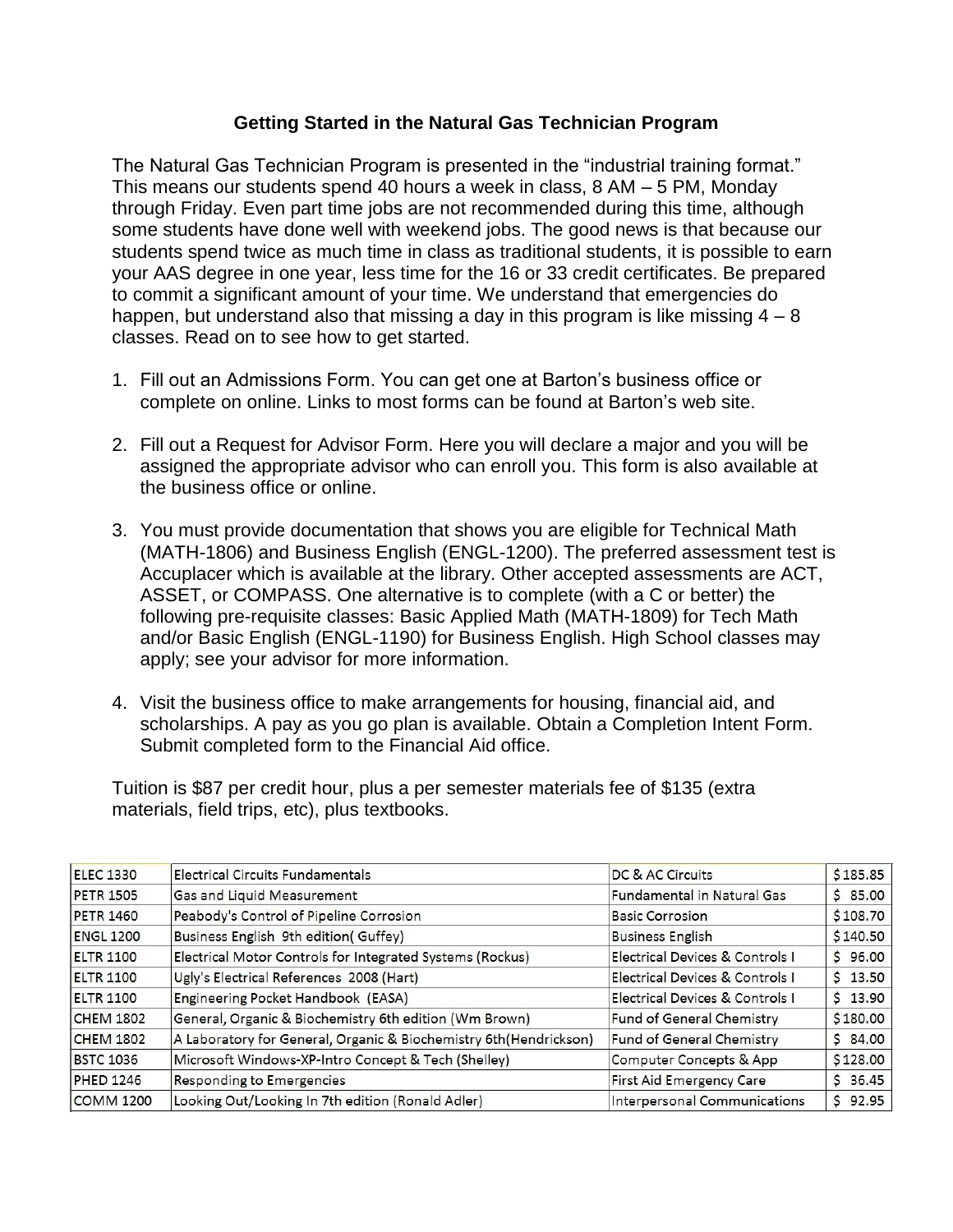# Getting Started in the Natural Gas Technician Program

The Natural Gas Technician Program is presented in the "industrial training format." This means our students spend 40 hours a week in class, 8 AM – 5 PM, Monday through Friday. Even part time jobs are not recommended during this time, although some students have done well with weekend jobs. The good news is that because our students spend twice as much time in class as traditional students, it is possible to earn your AAS degree in one year, less time for the 16 or 33 credit certificates. Be prepared to commit a significant amount of your time. We understand that emergencies do happen, but understand also that missing a day in this program is like missing 4 – 8 classes. Read on to see how to get started.

1. Fill out an Admissions Form. You can get one at Barton's business office or complete on online. Links to most forms can be found at Barton's web site.

2. Fill out a Request for Advisor Form. Here you will declare a major and you will be assigned the appropriate advisor who can enroll you. This form is also available at the business office or online.

3. You must provide documentation that shows you are eligible for Technical Math (MATH-1806) and Business English (ENGL-1200). The preferred assessment test is Accuplacer which is available at the library. Other accepted assessments are ACT, ASSET, or COMPASS. One alternative is to complete (with a C or better) the following pre-requisite classes: Basic Applied Math (MATH-1809) for Tech Math and/or Basic English (ENGL-1190) for Business English. High School classes may apply; see your advisor for more information.

4. Visit the business office to make arrangements for housing, financial aid, and scholarships. A pay as you go plan is available. Obtain a Completion Intent Form. Submit completed form to the Financial Aid office.

Tuition is $87 per credit hour, plus a per semester materials fee of $135 (extra materials, field trips, etc), plus textbooks.

| | | | |
|---|---|---|---|
| ELEC 1330 | Electrical Circuits Fundamentals | DC & AC Circuits | $185.85 |
| PETR 1505 | Gas and Liquid Measurement | Fundamental in Natural Gas | $ 85.00 |
| PETR 1460 | Peabody's Control of Pipeline Corrosion | Basic Corrosion | $108.70 |
| ENGL 1200 | Business English 9th edition( Guffey) | Business English | $140.50 |
| ELTR 1100 | Electrical Motor Controls for Integrated Systems (Rockus) | Electrical Devices & Controls I | $ 96.00 |
| ELTR 1100 | Ugly's Electrical References 2008 (Hart) | Electrical Devices & Controls I | $ 13.50 |
| ELTR 1100 | Engineering Pocket Handbook (EASA) | Electrical Devices & Controls I | $ 13.90 |
| CHEM 1802 | General, Organic & Biochemistry 6th edition (Wm Brown) | Fund of General Chemistry | $180.00 |
| CHEM 1802 | A Laboratory for General, Organic & Biochemistry 6th(Hendrickson) | Fund of General Chemistry | $ 84.00 |
| BSTC 1036 | Microsoft Windows-XP-Intro Concept & Tech (Shelley) | Computer Concepts & App | $128.00 |
| PHED 1246 | Responding to Emergencies | First Aid Emergency Care | $ 36.45 |
| COMM 1200 | Looking Out/Looking In 7th edition (Ronald Adler) | Interpersonal Communications | $ 92.95 |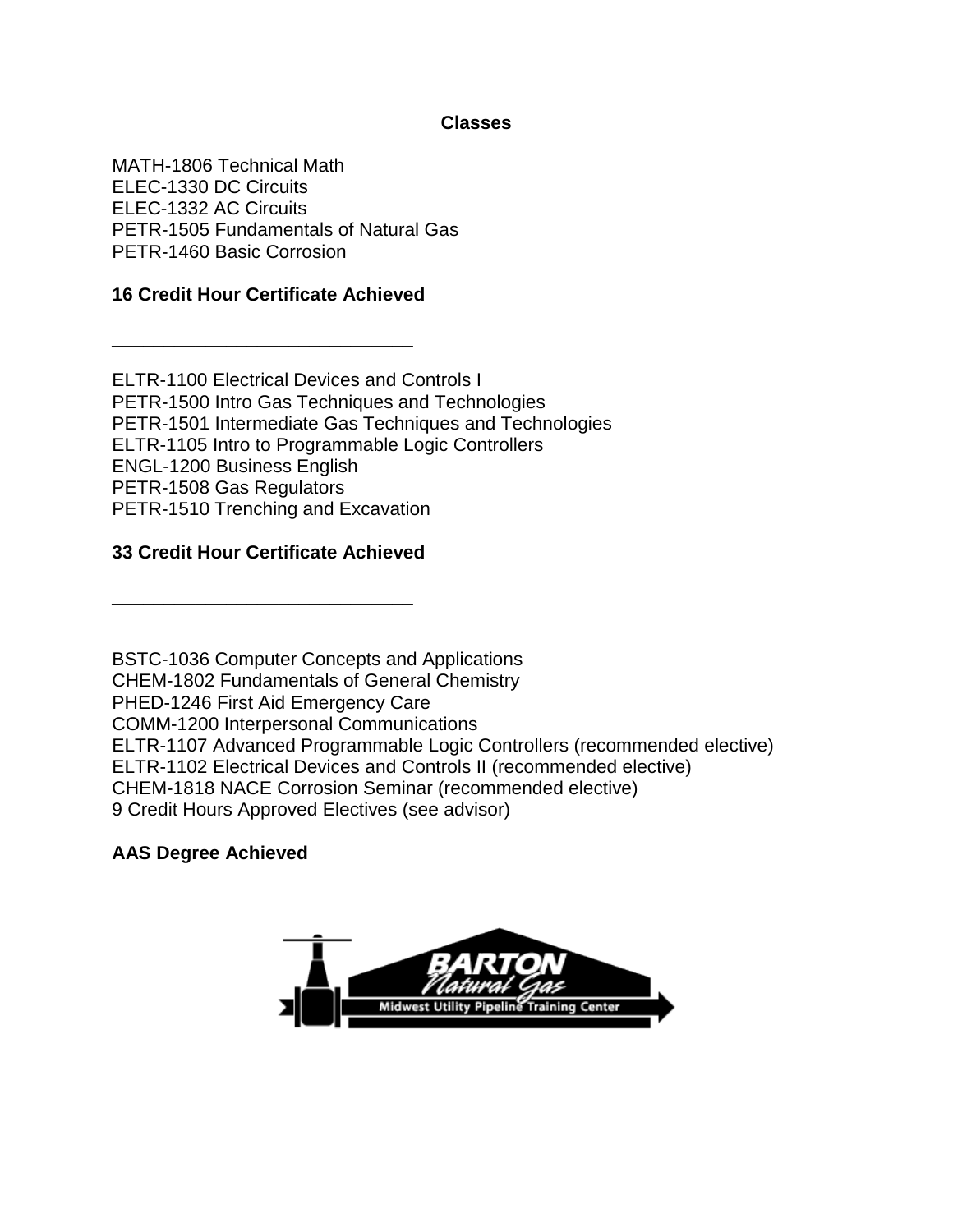**Classes**

MATH-1806 Technical Math
ELEC-1330 DC Circuits
ELEC-1332 AC Circuits
PETR-1505 Fundamentals of Natural Gas
PETR-1460 Basic Corrosion

**16 Credit Hour Certificate Achieved**

---

ELTR-1100 Electrical Devices and Controls I
PETR-1500 Intro Gas Techniques and Technologies
PETR-1501 Intermediate Gas Techniques and Technologies
ELTR-1105 Intro to Programmable Logic Controllers
ENGL-1200 Business English
PETR-1508 Gas Regulators
PETR-1510 Trenching and Excavation

**33 Credit Hour Certificate Achieved**

---

BSTC-1036 Computer Concepts and Applications
CHEM-1802 Fundamentals of General Chemistry
PHED-1246 First Aid Emergency Care
COMM-1200 Interpersonal Communications
ELTR-1107 Advanced Programmable Logic Controllers (recommended elective)
ELTR-1102 Electrical Devices and Controls II (recommended elective)
CHEM-1818 NACE Corrosion Seminar (recommended elective)
9 Credit Hours Approved Electives (see advisor)

**AAS Degree Achieved**

BARTON Natural Gas
Midwest Utility Pipeline Training Center